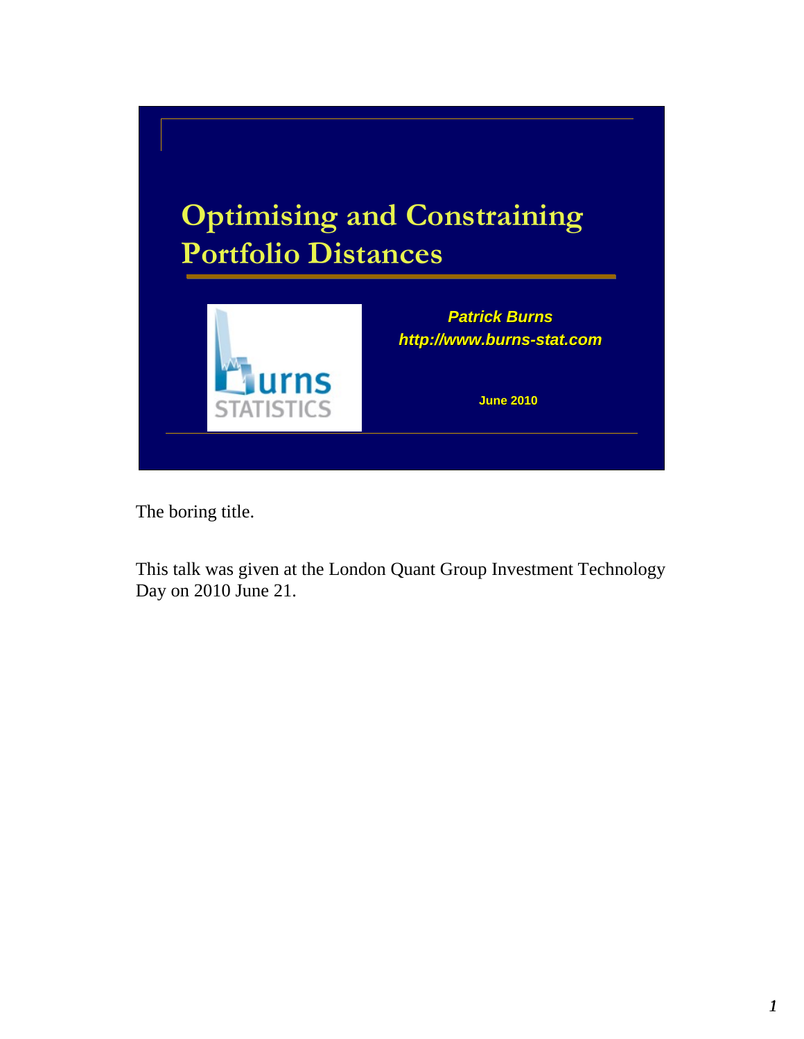# Optimising and Constraining Portfolio Distances

***Patrick Burns***
***http://www.burns-stat.com***

**June 2010**

The boring title.

This talk was given at the London Quant Group Investment Technology Day on 2010 June 21.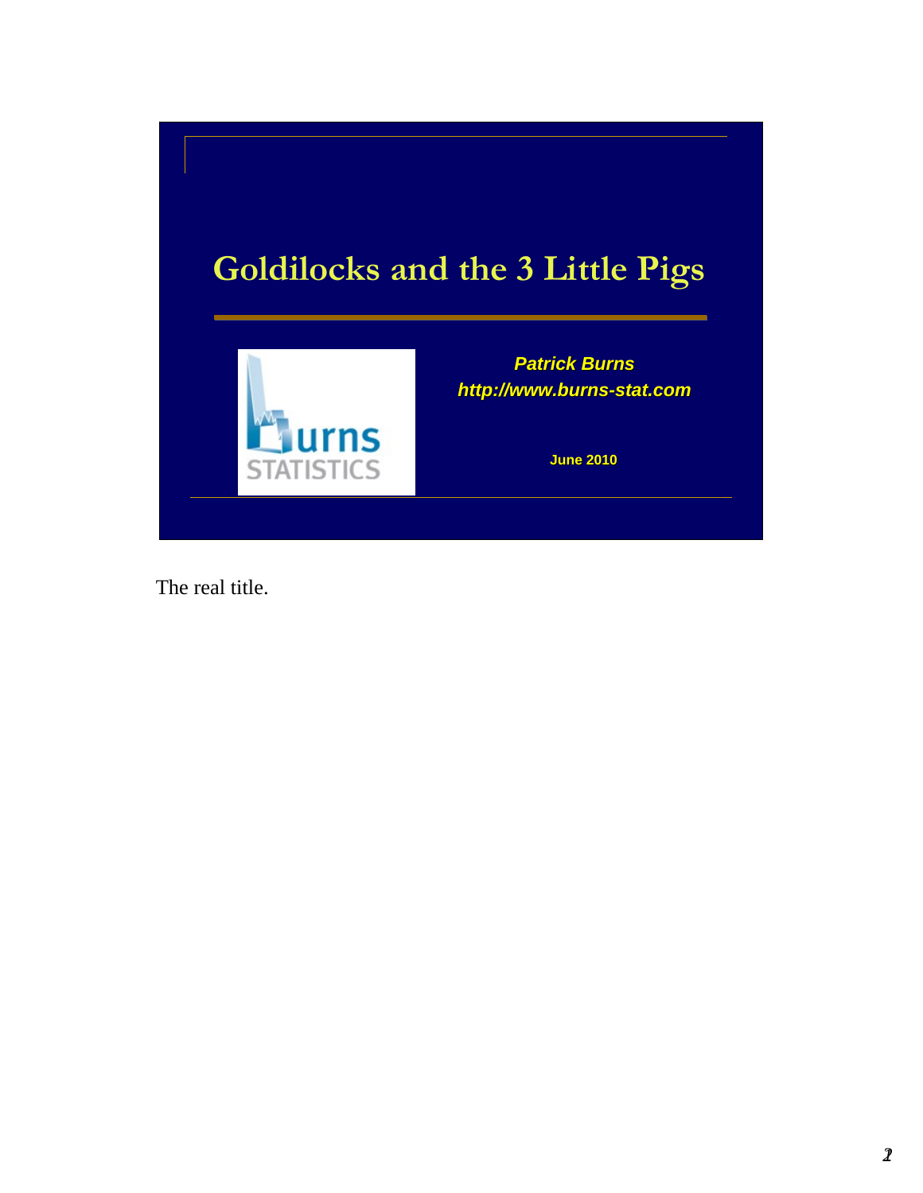# Goldilocks and the 3 Little Pigs

***Patrick Burns***
***http://www.burns-stat.com***

**June 2010**

The real title.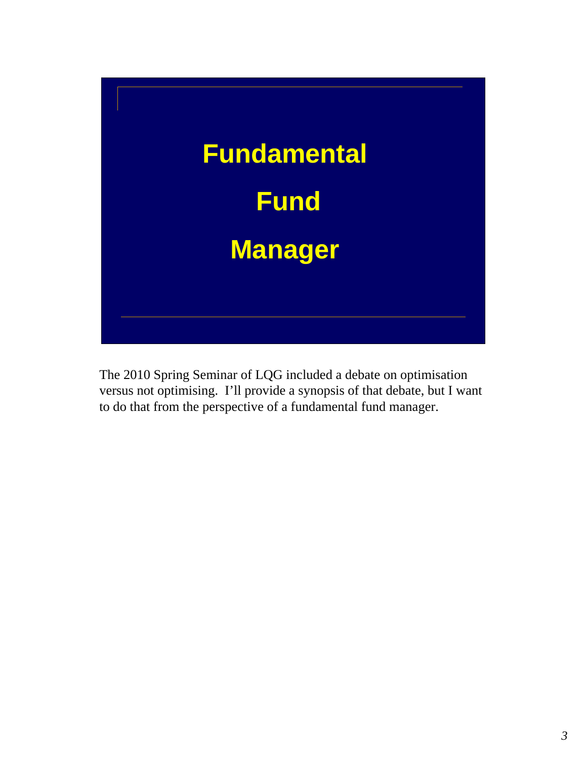# Fundamental Fund Manager

The 2010 Spring Seminar of LQG included a debate on optimisation versus not optimising. I'll provide a synopsis of that debate, but I want to do that from the perspective of a fundamental fund manager.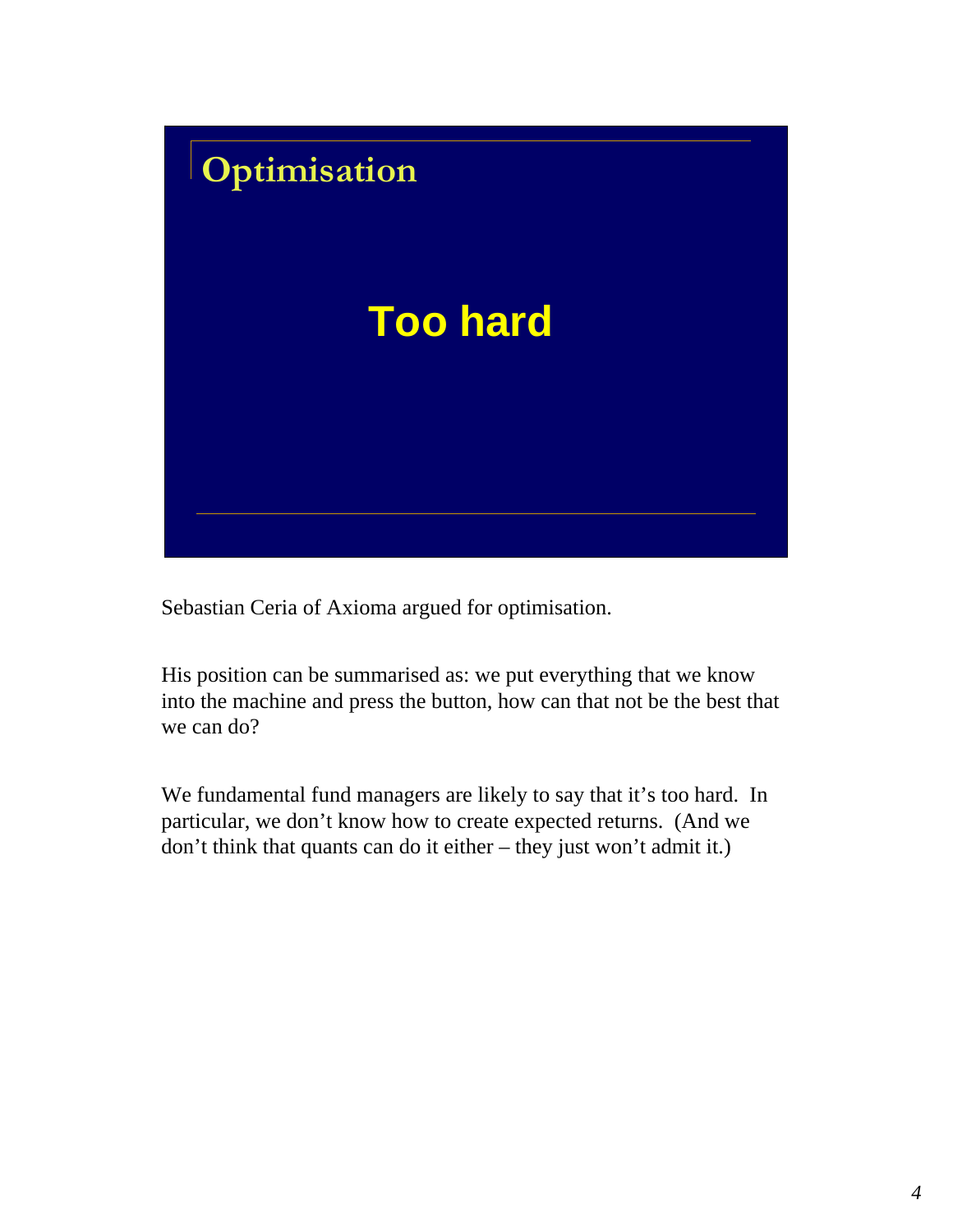## Optimisation

**Too hard**

Sebastian Ceria of Axioma argued for optimisation.

His position can be summarised as: we put everything that we know into the machine and press the button, how can that not be the best that we can do?

We fundamental fund managers are likely to say that it's too hard. In particular, we don't know how to create expected returns. (And we don't think that quants can do it either – they just won't admit it.)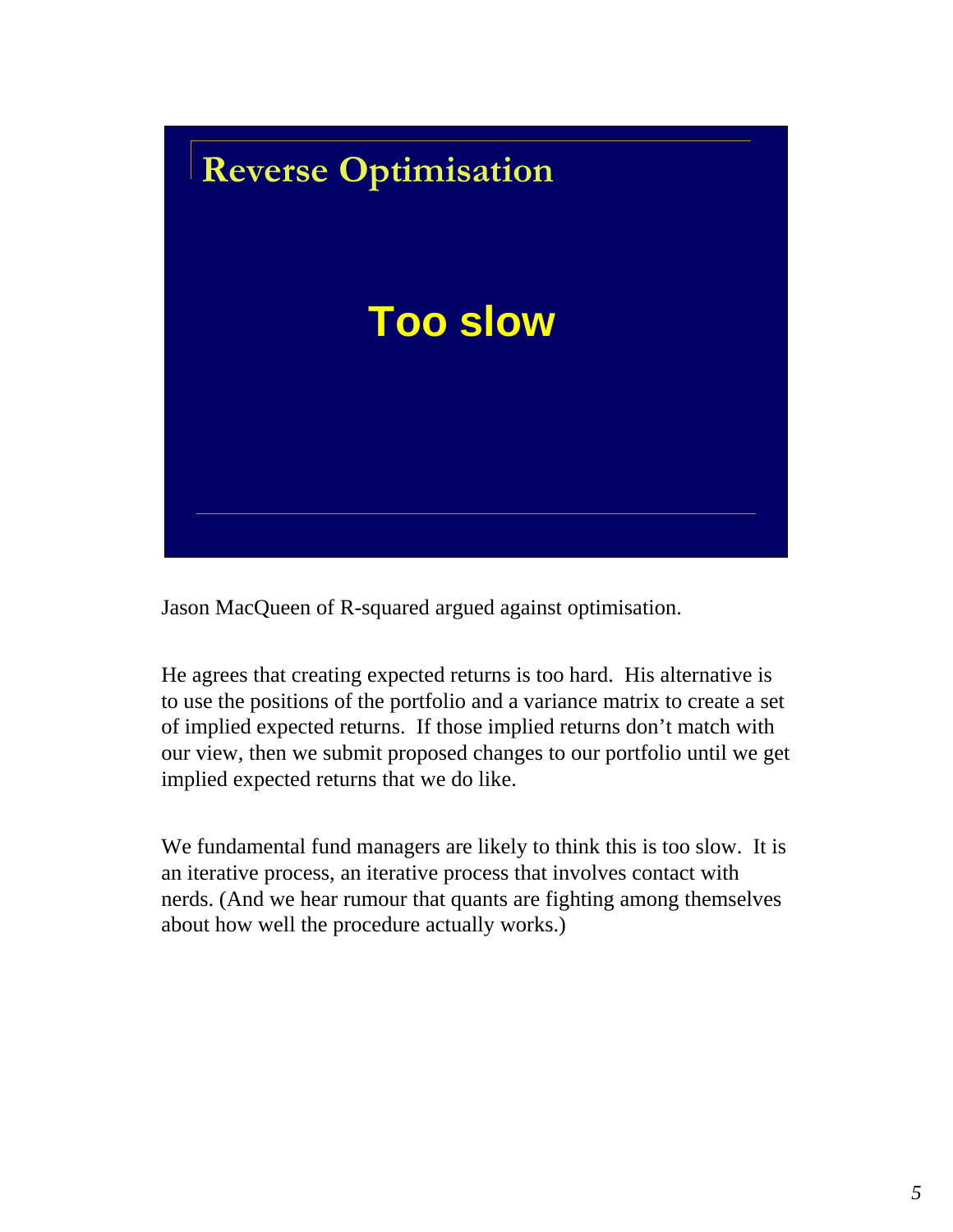## Reverse Optimisation

**Too slow**

Jason MacQueen of R-squared argued against optimisation.

He agrees that creating expected returns is too hard. His alternative is to use the positions of the portfolio and a variance matrix to create a set of implied expected returns. If those implied returns don't match with our view, then we submit proposed changes to our portfolio until we get implied expected returns that we do like.

We fundamental fund managers are likely to think this is too slow. It is an iterative process, an iterative process that involves contact with nerds. (And we hear rumour that quants are fighting among themselves about how well the procedure actually works.)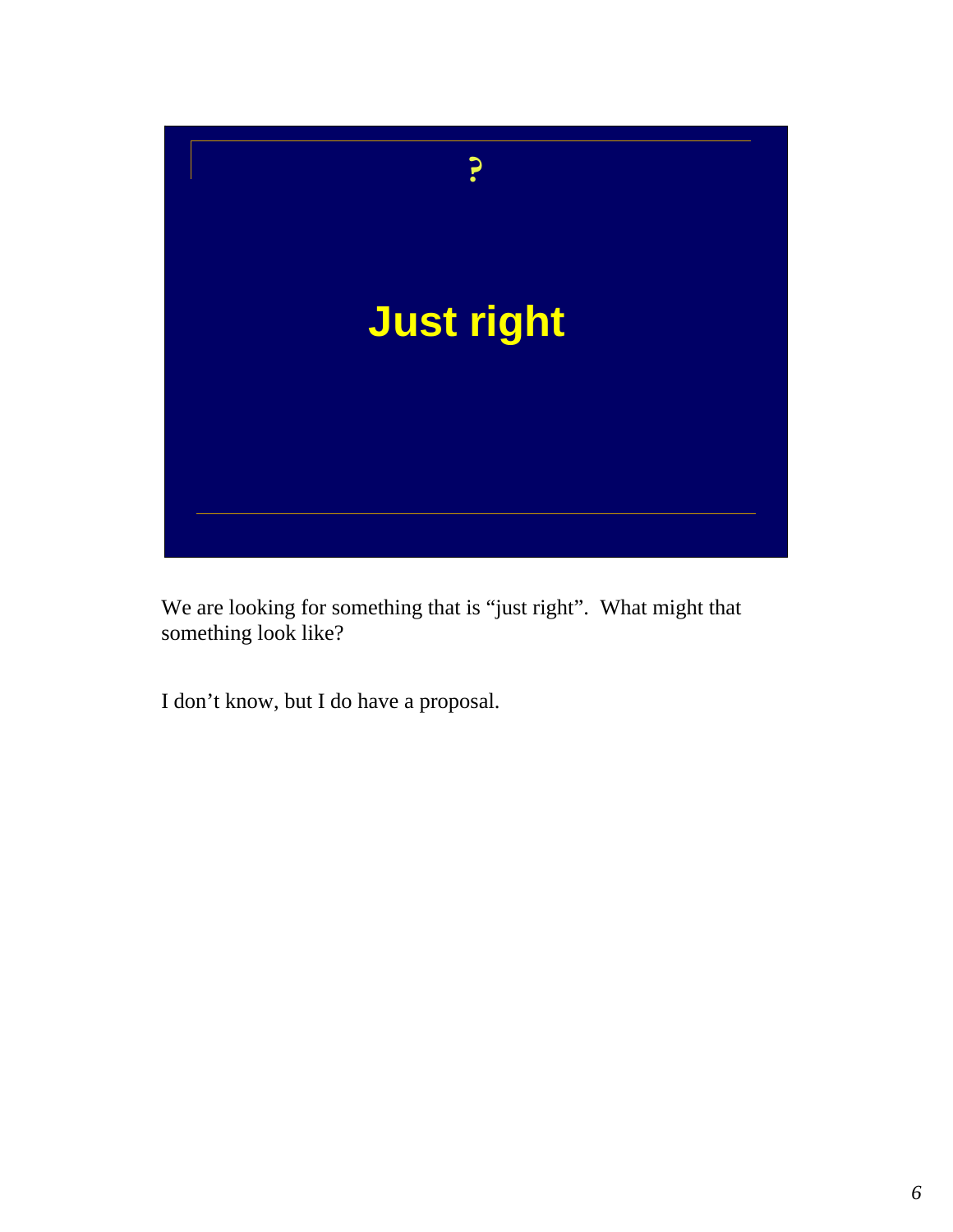?

**Just right**

We are looking for something that is “just right”. What might that something look like?

I don’t know, but I do have a proposal.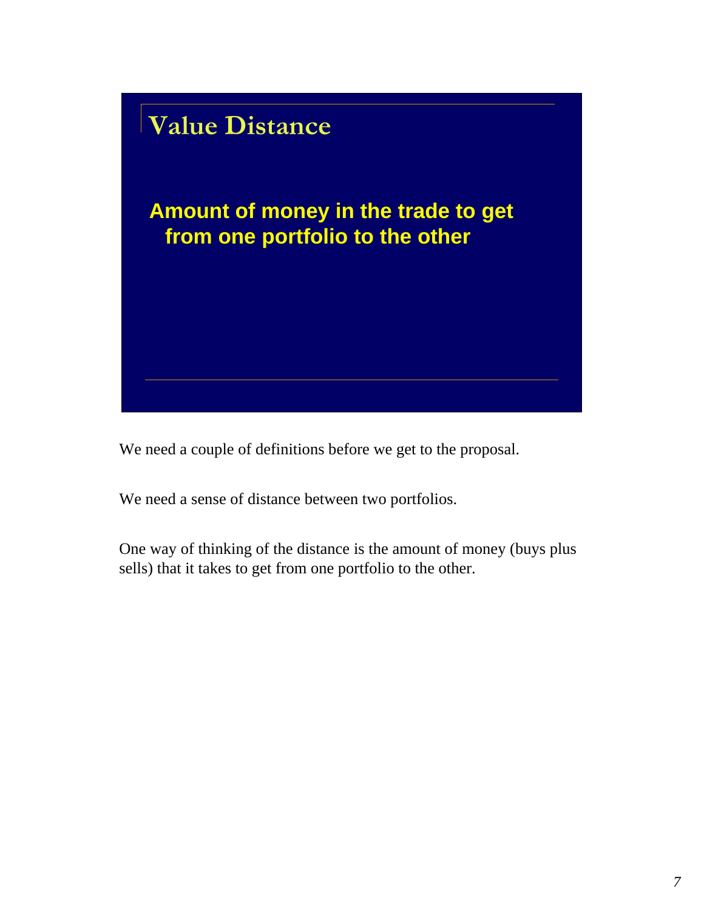## Value Distance

**Amount of money in the trade to get from one portfolio to the other**

We need a couple of definitions before we get to the proposal.

We need a sense of distance between two portfolios.

One way of thinking of the distance is the amount of money (buys plus sells) that it takes to get from one portfolio to the other.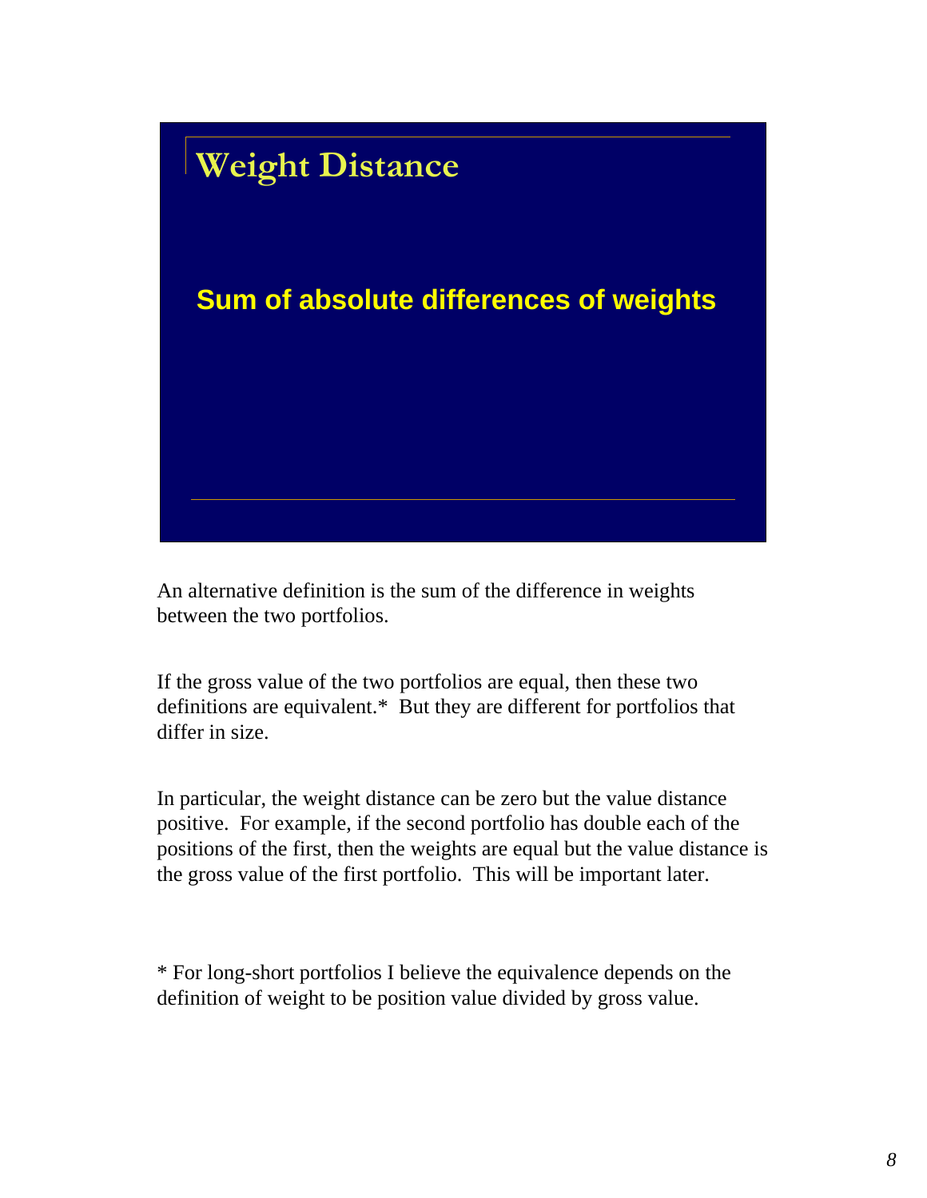# Weight Distance

**Sum of absolute differences of weights**

An alternative definition is the sum of the difference in weights between the two portfolios.

If the gross value of the two portfolios are equal, then these two definitions are equivalent.* But they are different for portfolios that differ in size.

In particular, the weight distance can be zero but the value distance positive. For example, if the second portfolio has double each of the positions of the first, then the weights are equal but the value distance is the gross value of the first portfolio. This will be important later.

* For long-short portfolios I believe the equivalence depends on the definition of weight to be position value divided by gross value.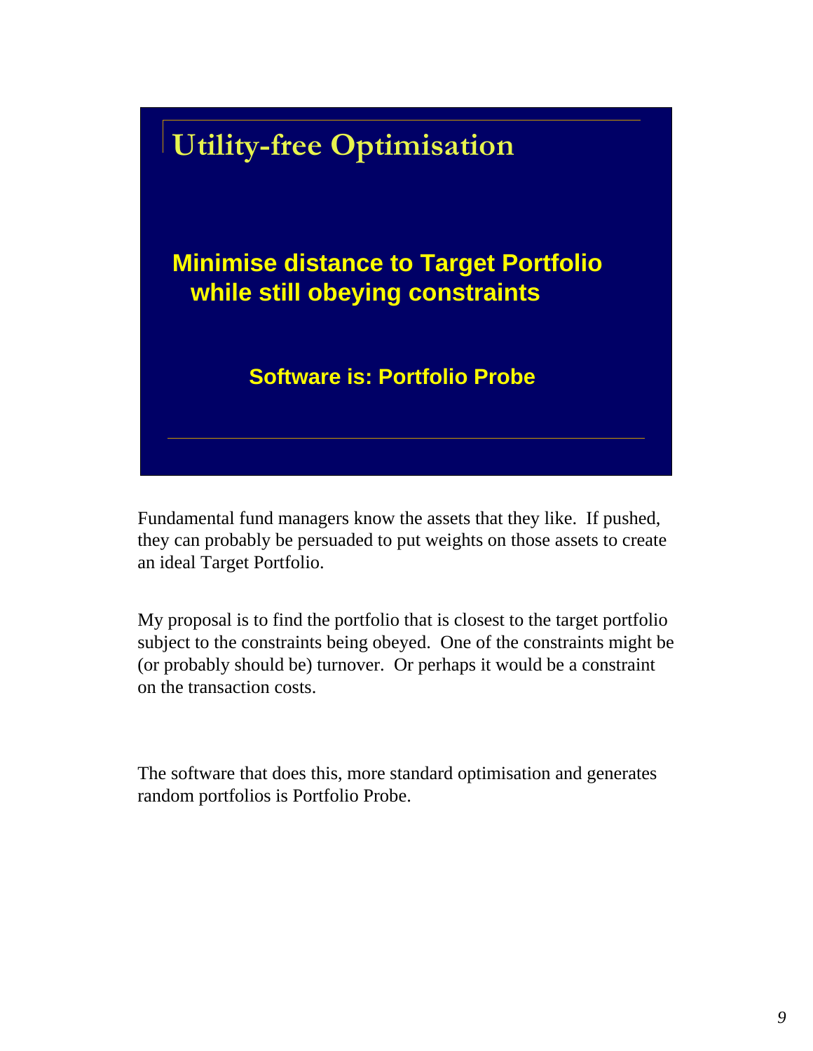# Utility-free Optimisation

**Minimise distance to Target Portfolio while still obeying constraints**

**Software is: Portfolio Probe**

Fundamental fund managers know the assets that they like. If pushed, they can probably be persuaded to put weights on those assets to create an ideal Target Portfolio.

My proposal is to find the portfolio that is closest to the target portfolio subject to the constraints being obeyed. One of the constraints might be (or probably should be) turnover. Or perhaps it would be a constraint on the transaction costs.

The software that does this, more standard optimisation and generates random portfolios is Portfolio Probe.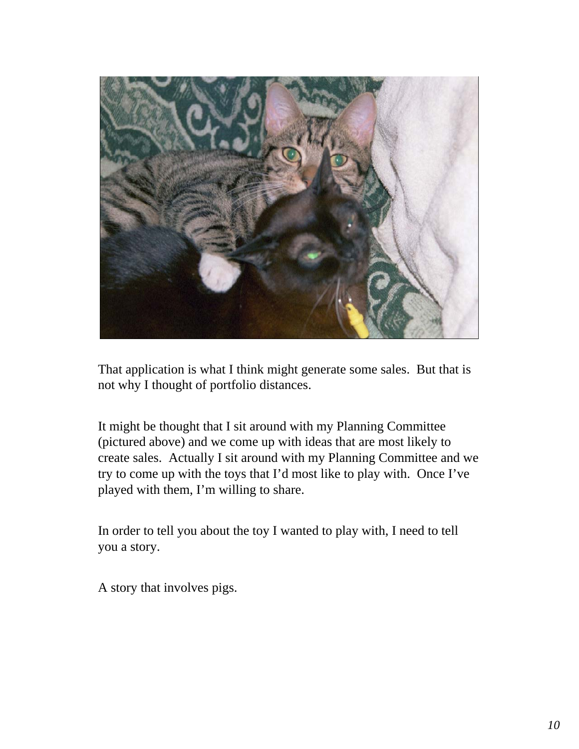That application is what I think might generate some sales. But that is not why I thought of portfolio distances.

It might be thought that I sit around with my Planning Committee (pictured above) and we come up with ideas that are most likely to create sales. Actually I sit around with my Planning Committee and we try to come up with the toys that I'd most like to play with. Once I've played with them, I'm willing to share.

In order to tell you about the toy I wanted to play with, I need to tell you a story.

A story that involves pigs.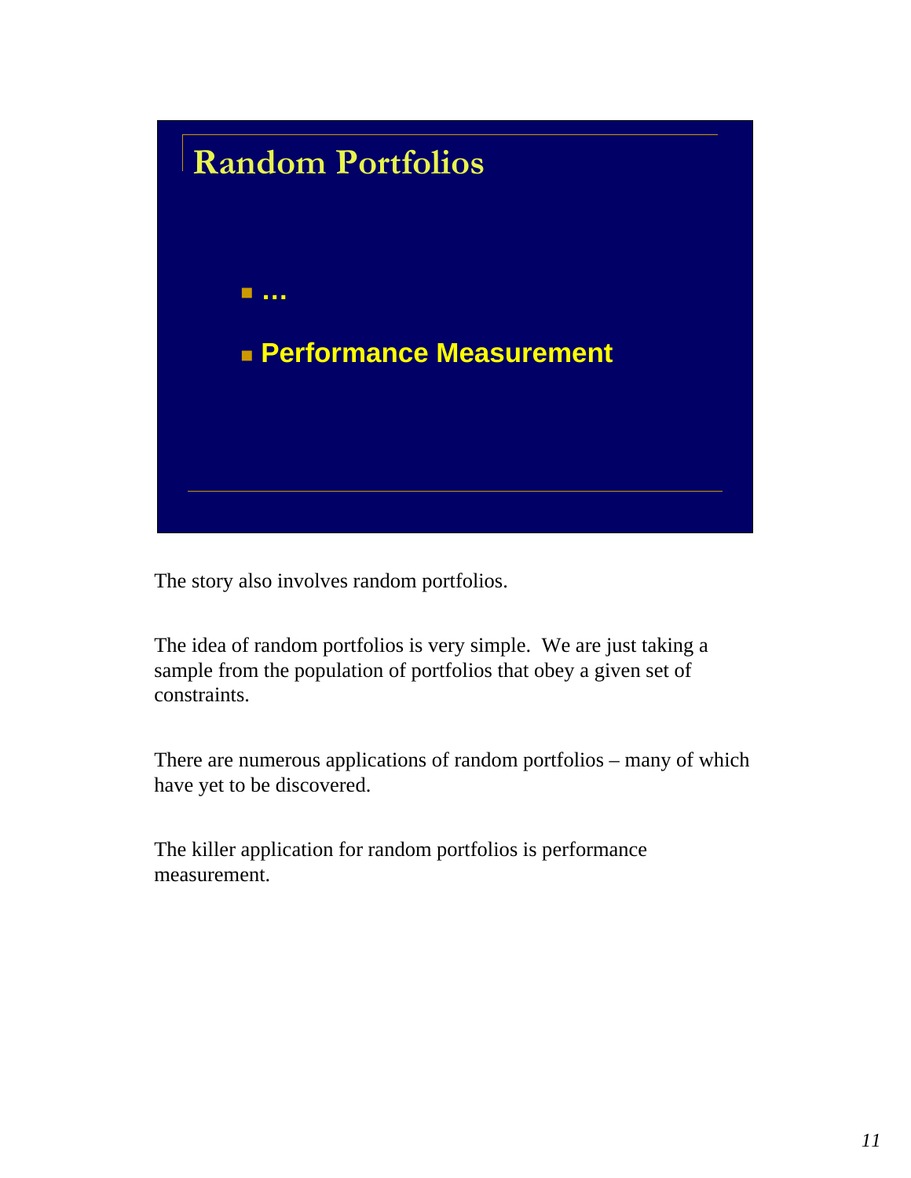## Random Portfolios

- …
- **Performance Measurement**

The story also involves random portfolios.

The idea of random portfolios is very simple. We are just taking a sample from the population of portfolios that obey a given set of constraints.

There are numerous applications of random portfolios – many of which have yet to be discovered.

The killer application for random portfolios is performance measurement.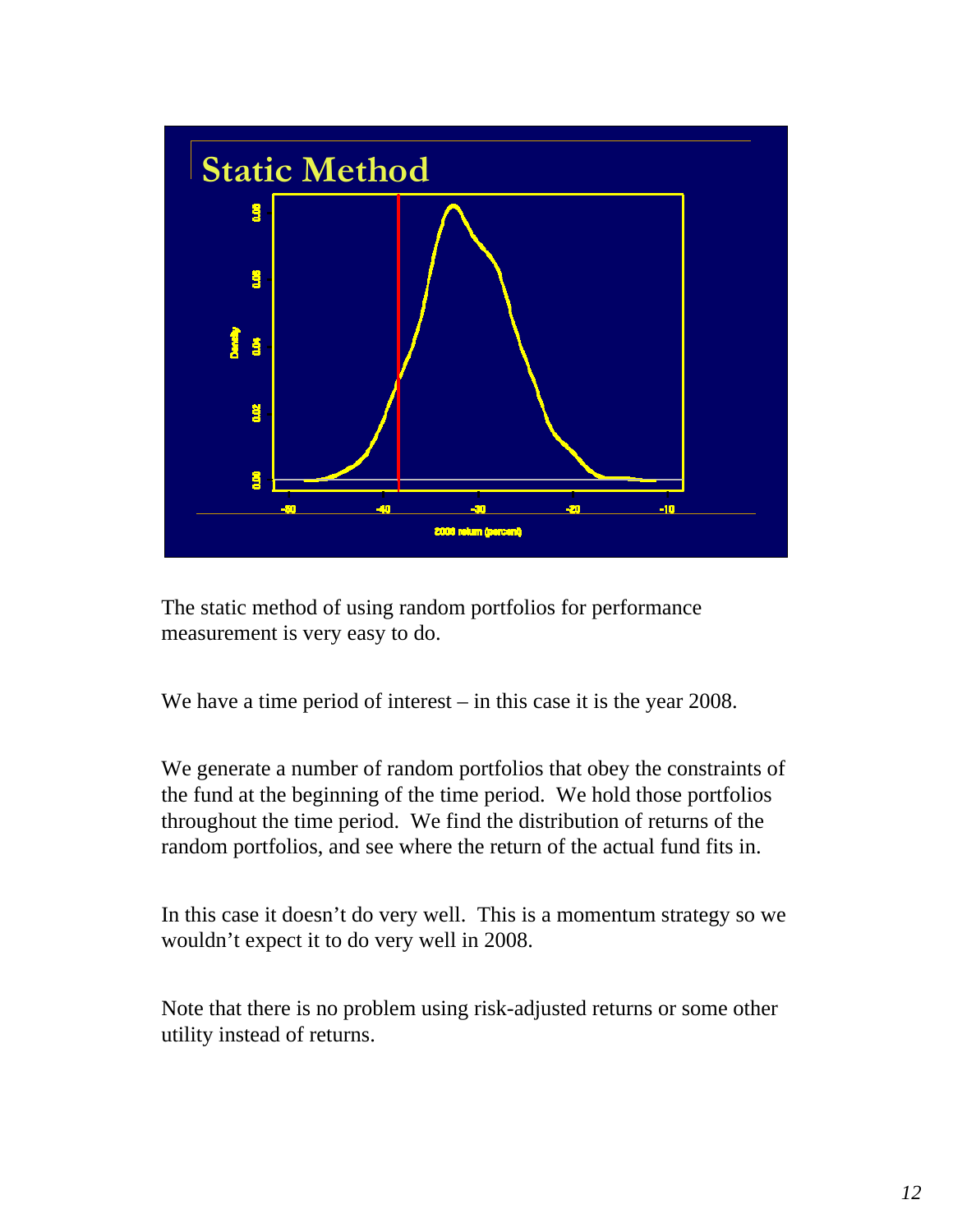## Static Method

The static method of using random portfolios for performance measurement is very easy to do.

We have a time period of interest – in this case it is the year 2008.

We generate a number of random portfolios that obey the constraints of the fund at the beginning of the time period. We hold those portfolios throughout the time period. We find the distribution of returns of the random portfolios, and see where the return of the actual fund fits in.

In this case it doesn't do very well. This is a momentum strategy so we wouldn't expect it to do very well in 2008.

Note that there is no problem using risk-adjusted returns or some other utility instead of returns.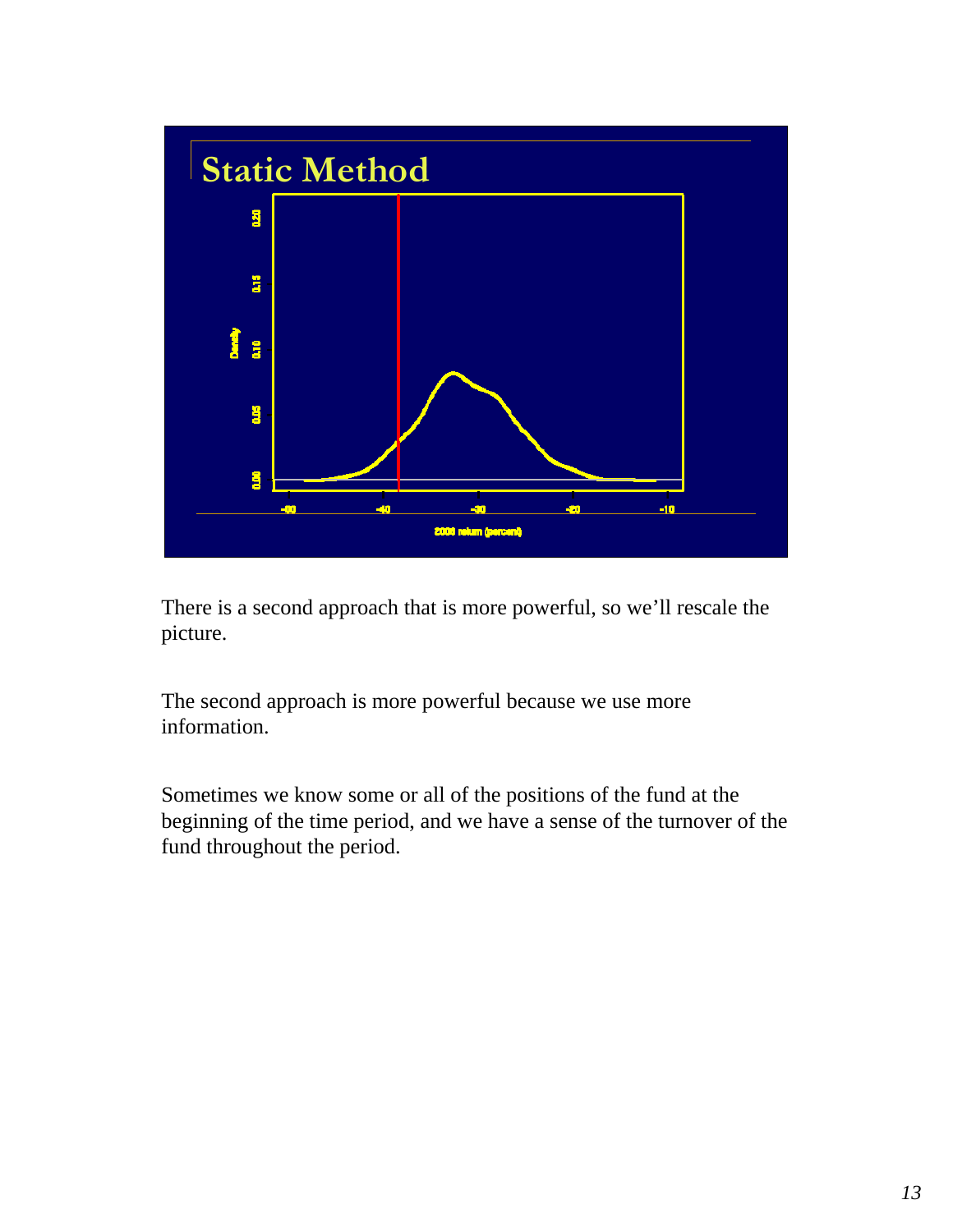## Static Method

There is a second approach that is more powerful, so we'll rescale the picture.

The second approach is more powerful because we use more information.

Sometimes we know some or all of the positions of the fund at the beginning of the time period, and we have a sense of the turnover of the fund throughout the period.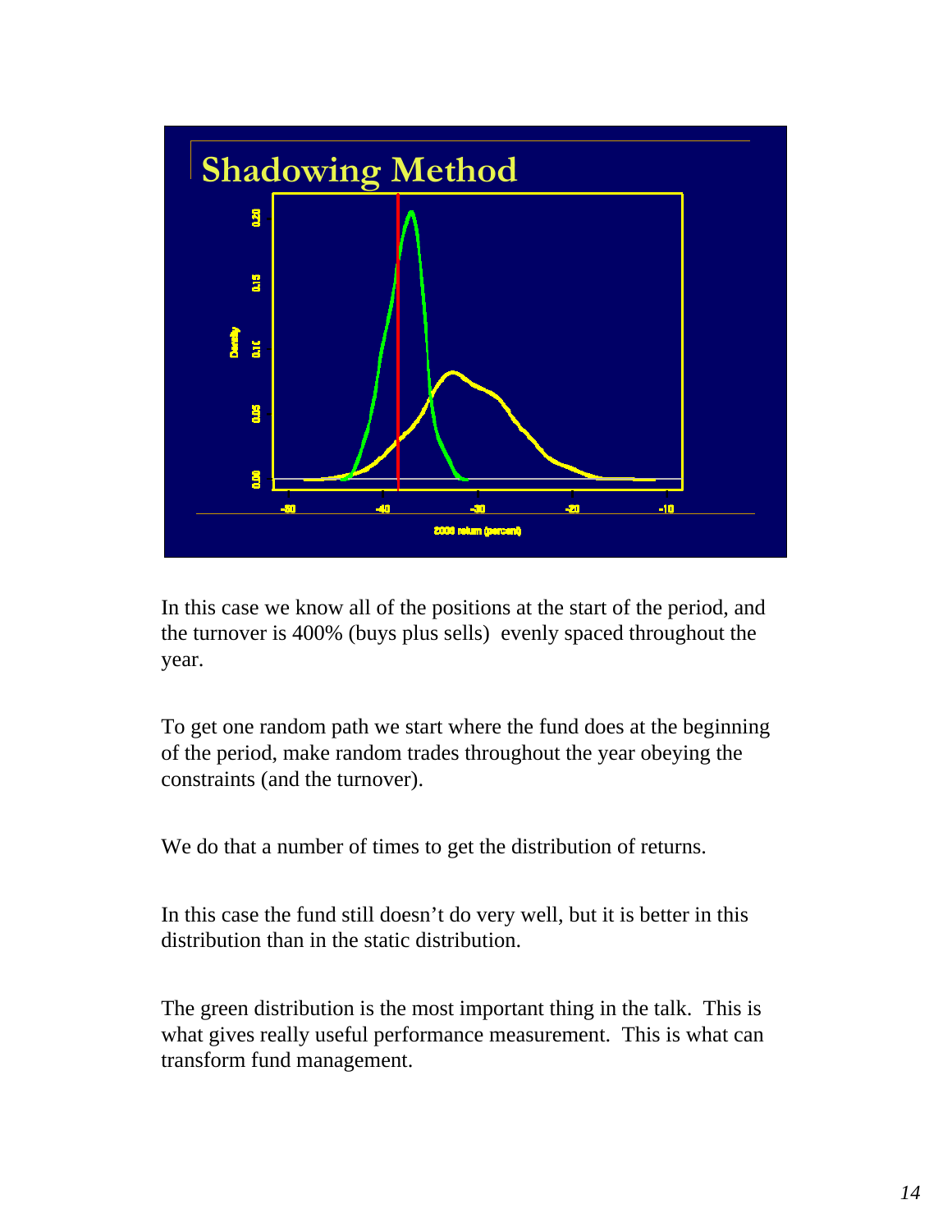## Shadowing Method

In this case we know all of the positions at the start of the period, and the turnover is 400% (buys plus sells) evenly spaced throughout the year.

To get one random path we start where the fund does at the beginning of the period, make random trades throughout the year obeying the constraints (and the turnover).

We do that a number of times to get the distribution of returns.

In this case the fund still doesn't do very well, but it is better in this distribution than in the static distribution.

The green distribution is the most important thing in the talk. This is what gives really useful performance measurement. This is what can transform fund management.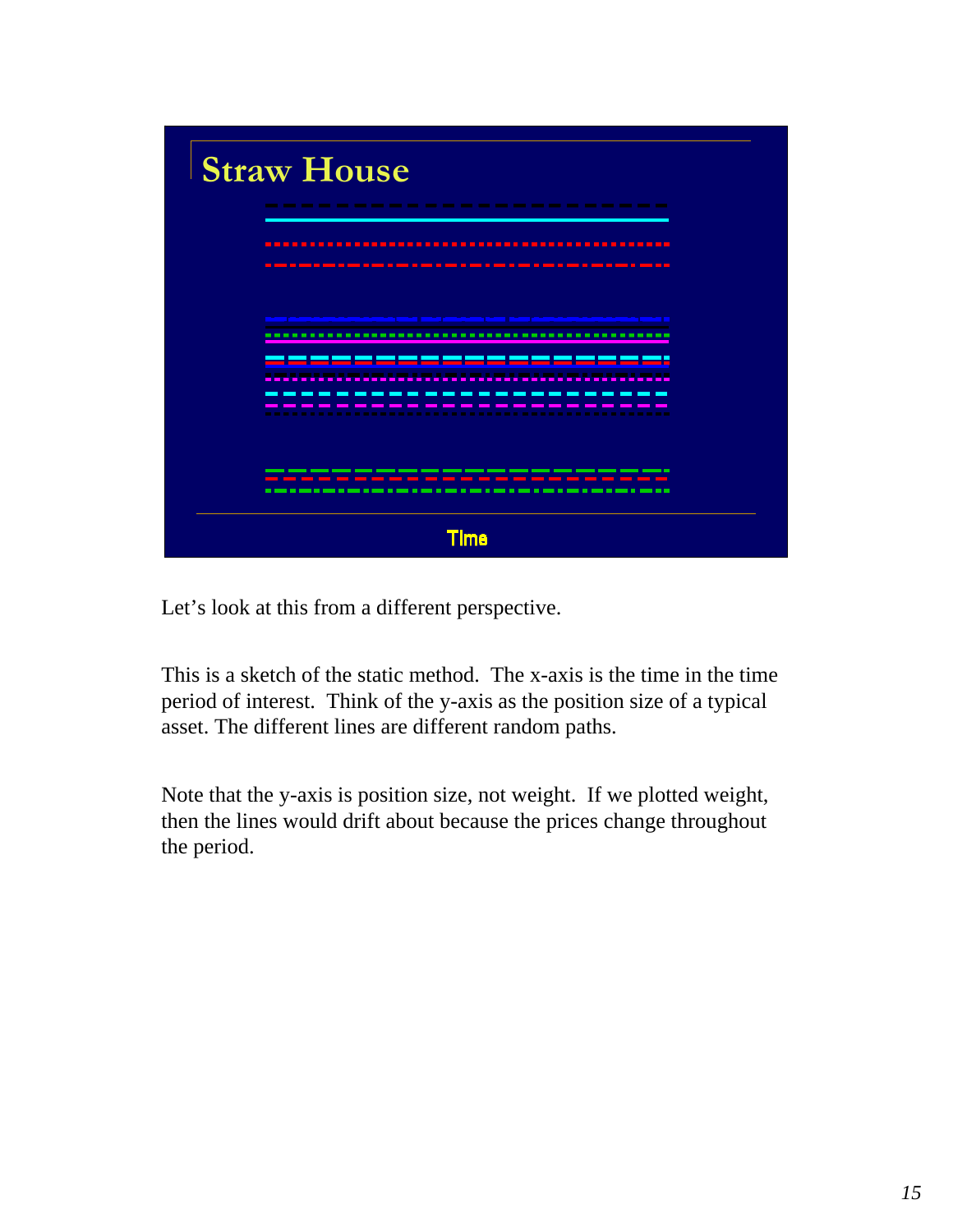## Straw House

Time

Let's look at this from a different perspective.

This is a sketch of the static method. The x-axis is the time in the time period of interest. Think of the y-axis as the position size of a typical asset. The different lines are different random paths.

Note that the y-axis is position size, not weight. If we plotted weight, then the lines would drift about because the prices change throughout the period.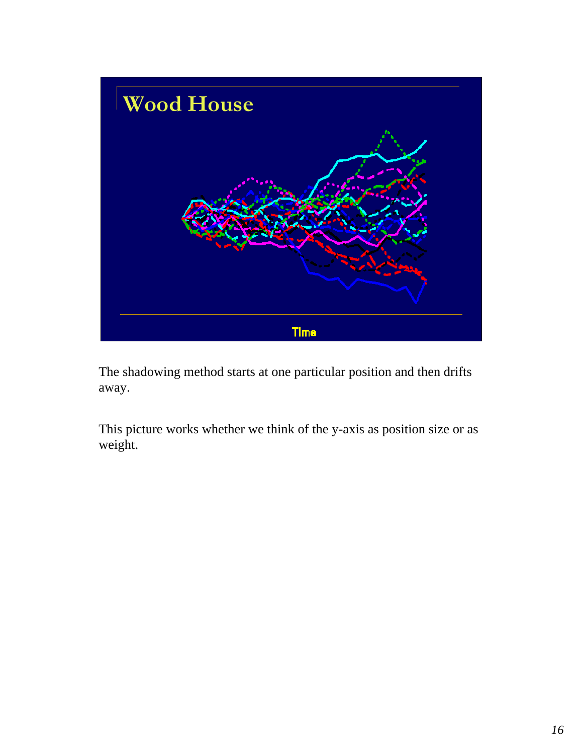## Wood House

Time

The shadowing method starts at one particular position and then drifts away.

This picture works whether we think of the y-axis as position size or as weight.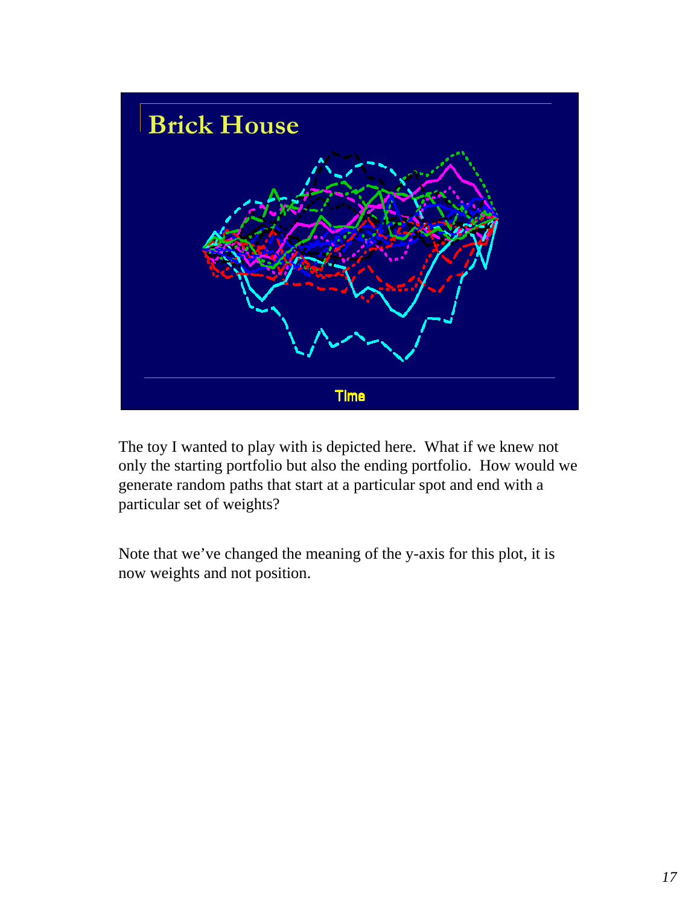## Brick House

Time

The toy I wanted to play with is depicted here. What if we knew not only the starting portfolio but also the ending portfolio. How would we generate random paths that start at a particular spot and end with a particular set of weights?

Note that we've changed the meaning of the y-axis for this plot, it is now weights and not position.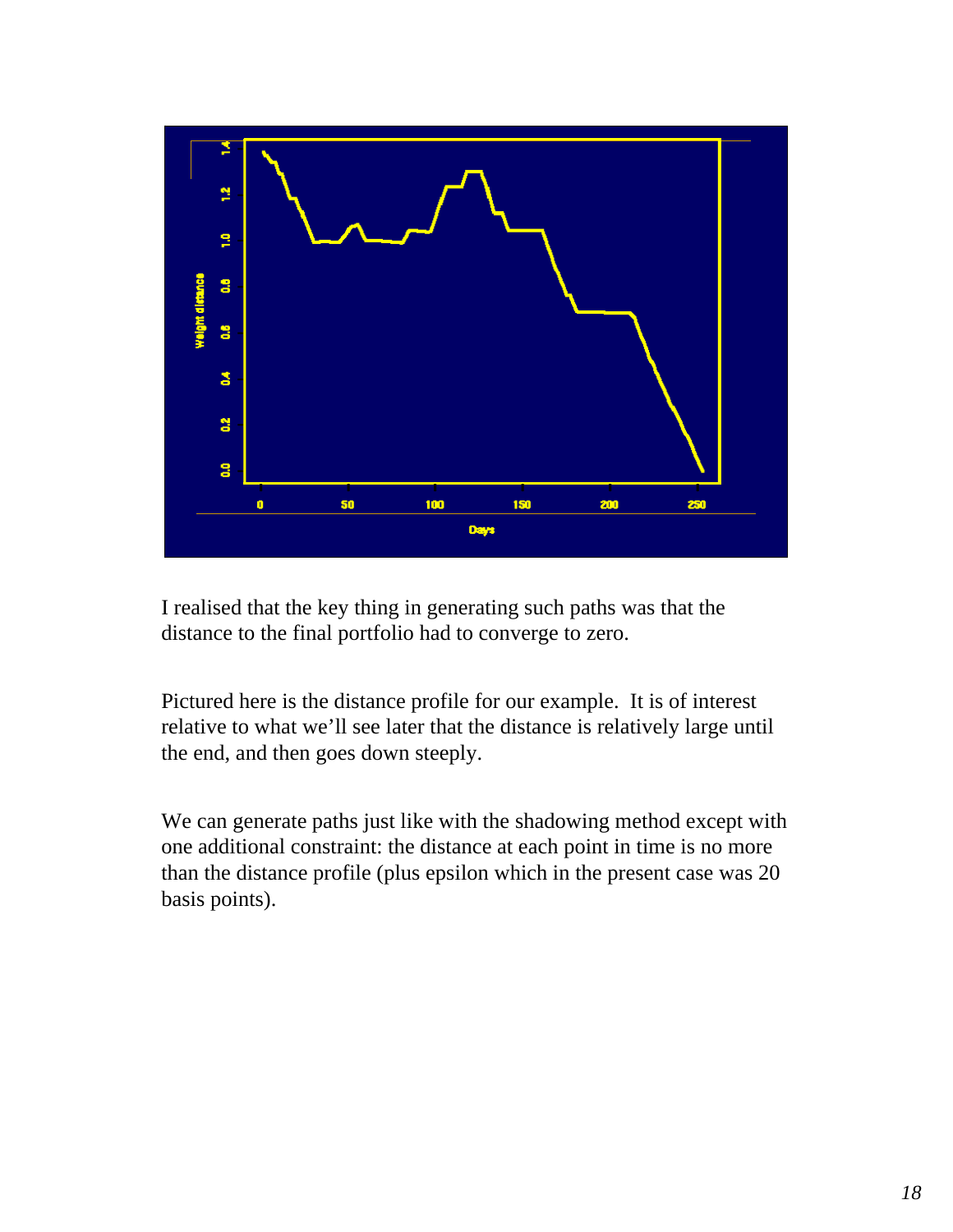I realised that the key thing in generating such paths was that the distance to the final portfolio had to converge to zero.

Pictured here is the distance profile for our example. It is of interest relative to what we'll see later that the distance is relatively large until the end, and then goes down steeply.

We can generate paths just like with the shadowing method except with one additional constraint: the distance at each point in time is no more than the distance profile (plus epsilon which in the present case was 20 basis points).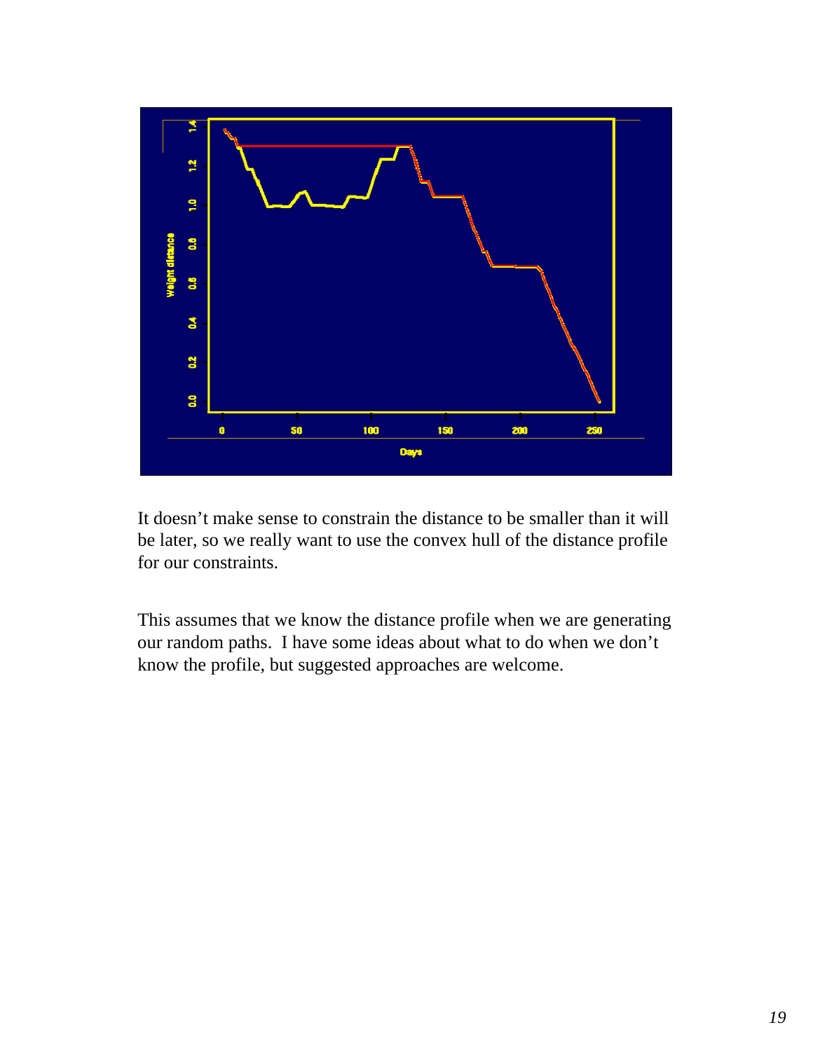It doesn’t make sense to constrain the distance to be smaller than it will be later, so we really want to use the convex hull of the distance profile for our constraints.

This assumes that we know the distance profile when we are generating our random paths. I have some ideas about what to do when we don’t know the profile, but suggested approaches are welcome.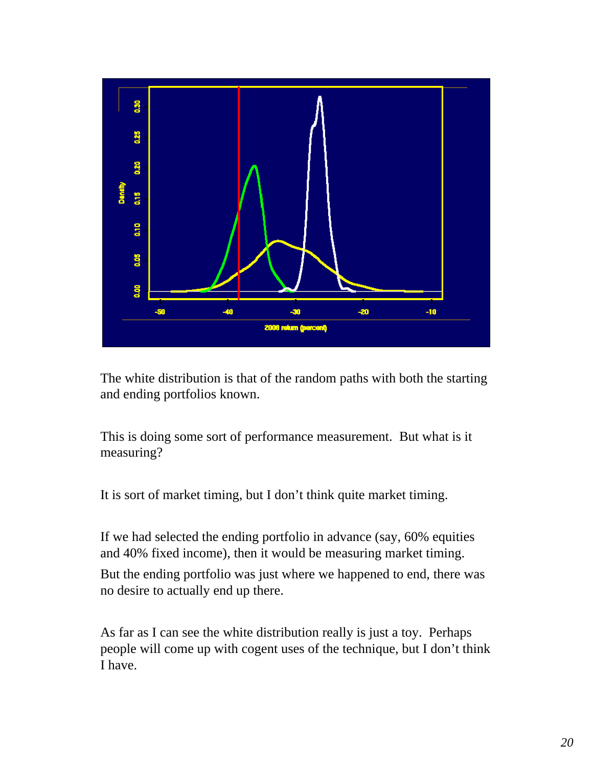The white distribution is that of the random paths with both the starting and ending portfolios known.

This is doing some sort of performance measurement. But what is it measuring?

It is sort of market timing, but I don't think quite market timing.

If we had selected the ending portfolio in advance (say, 60% equities and 40% fixed income), then it would be measuring market timing. But the ending portfolio was just where we happened to end, there was no desire to actually end up there.

As far as I can see the white distribution really is just a toy. Perhaps people will come up with cogent uses of the technique, but I don't think I have.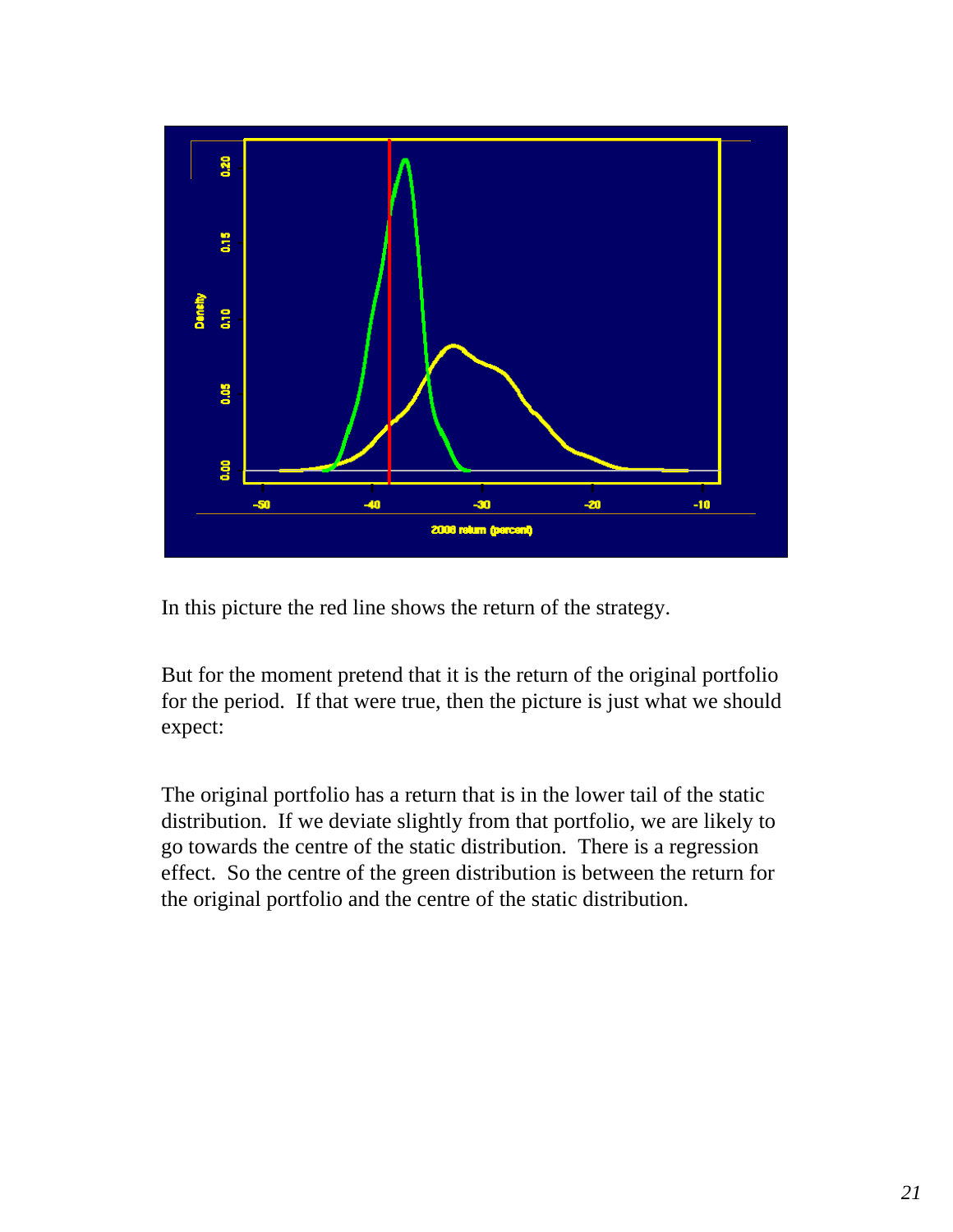In this picture the red line shows the return of the strategy.

But for the moment pretend that it is the return of the original portfolio for the period. If that were true, then the picture is just what we should expect:

The original portfolio has a return that is in the lower tail of the static distribution. If we deviate slightly from that portfolio, we are likely to go towards the centre of the static distribution. There is a regression effect. So the centre of the green distribution is between the return for the original portfolio and the centre of the static distribution.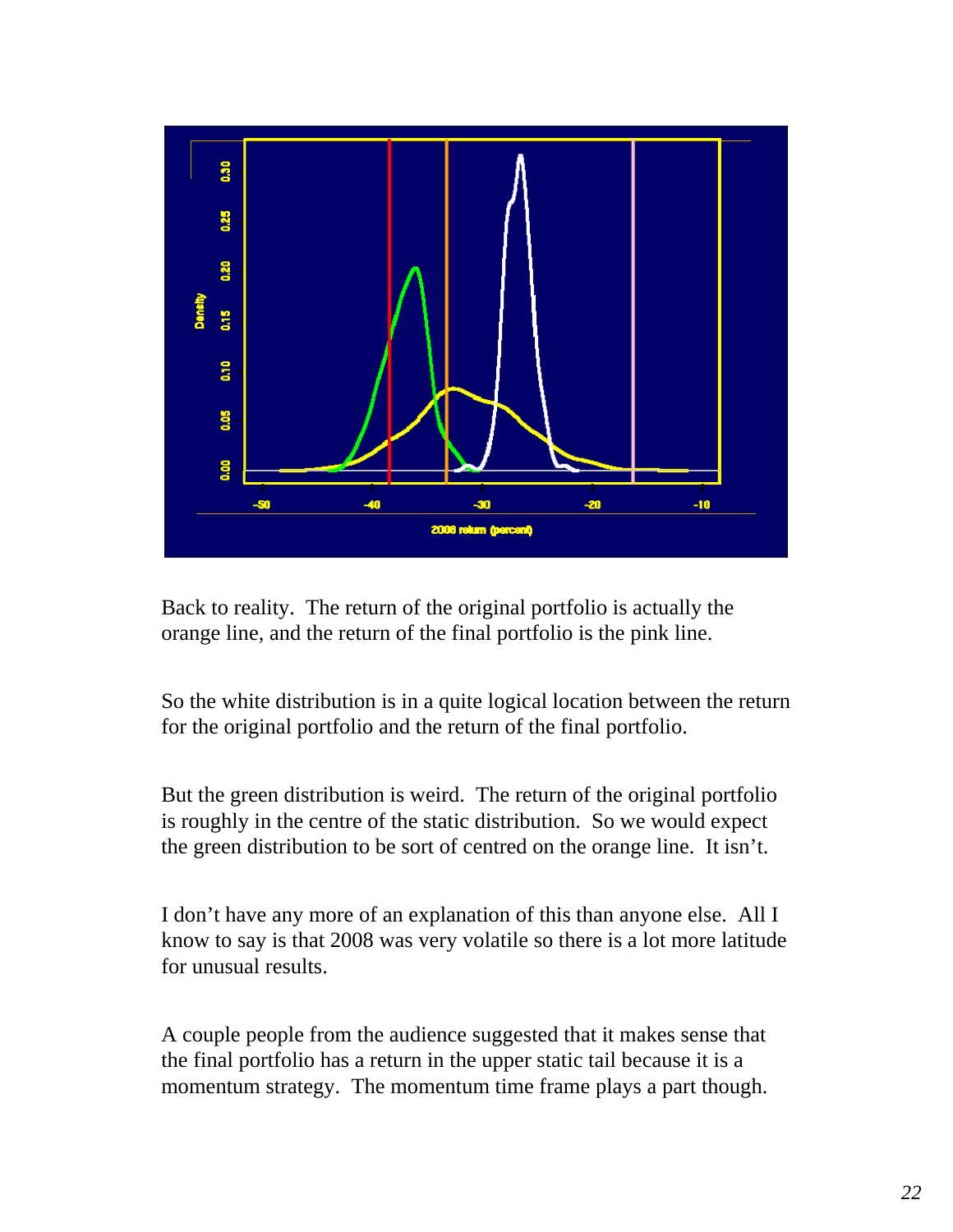Back to reality. The return of the original portfolio is actually the orange line, and the return of the final portfolio is the pink line.

So the white distribution is in a quite logical location between the return for the original portfolio and the return of the final portfolio.

But the green distribution is weird. The return of the original portfolio is roughly in the centre of the static distribution. So we would expect the green distribution to be sort of centred on the orange line. It isn't.

I don't have any more of an explanation of this than anyone else. All I know to say is that 2008 was very volatile so there is a lot more latitude for unusual results.

A couple people from the audience suggested that it makes sense that the final portfolio has a return in the upper static tail because it is a momentum strategy. The momentum time frame plays a part though.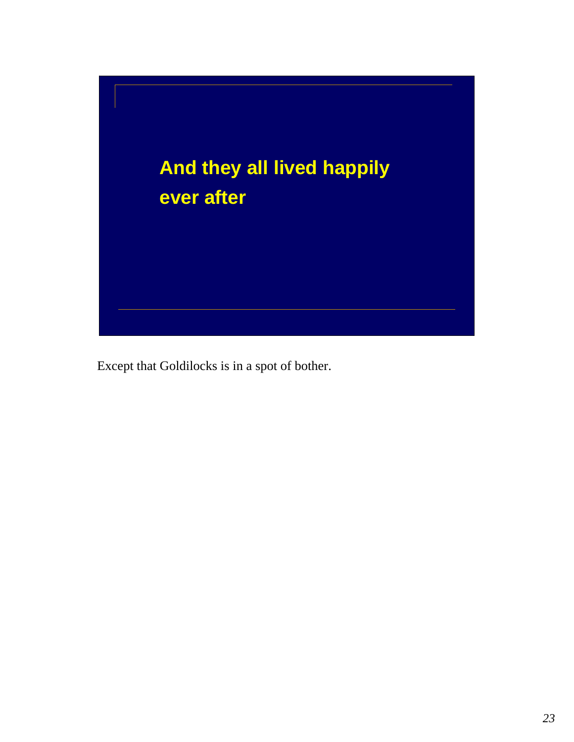## And they all lived happily ever after

Except that Goldilocks is in a spot of bother.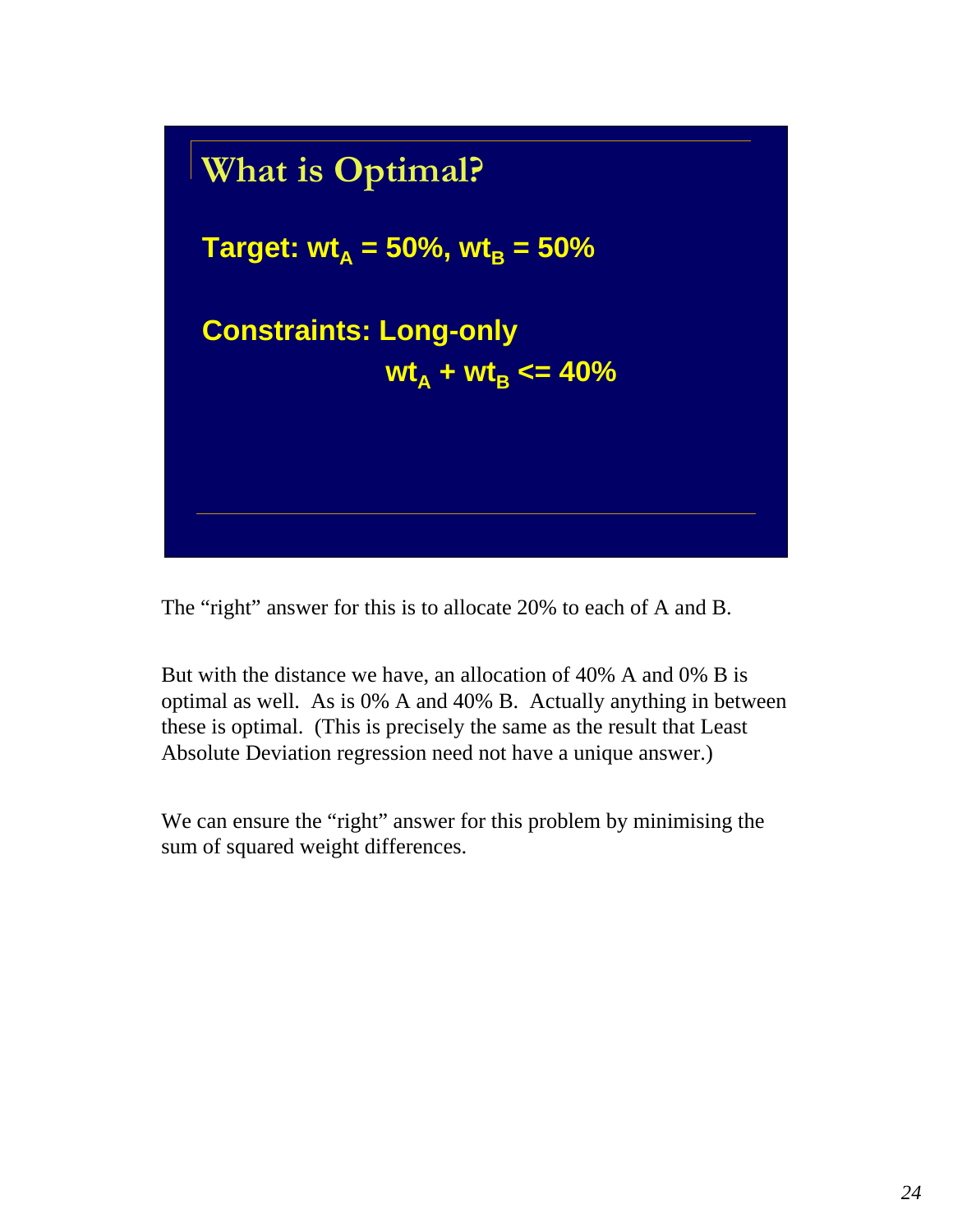## What is Optimal?

**Target: $wt_A = 50\%$, $wt_B = 50\%$**

**Constraints: Long-only**

**$wt_A + wt_B <= 40\%$**

The "right" answer for this is to allocate 20% to each of A and B.

But with the distance we have, an allocation of 40% A and 0% B is optimal as well. As is 0% A and 40% B. Actually anything in between these is optimal. (This is precisely the same as the result that Least Absolute Deviation regression need not have a unique answer.)

We can ensure the "right" answer for this problem by minimising the sum of squared weight differences.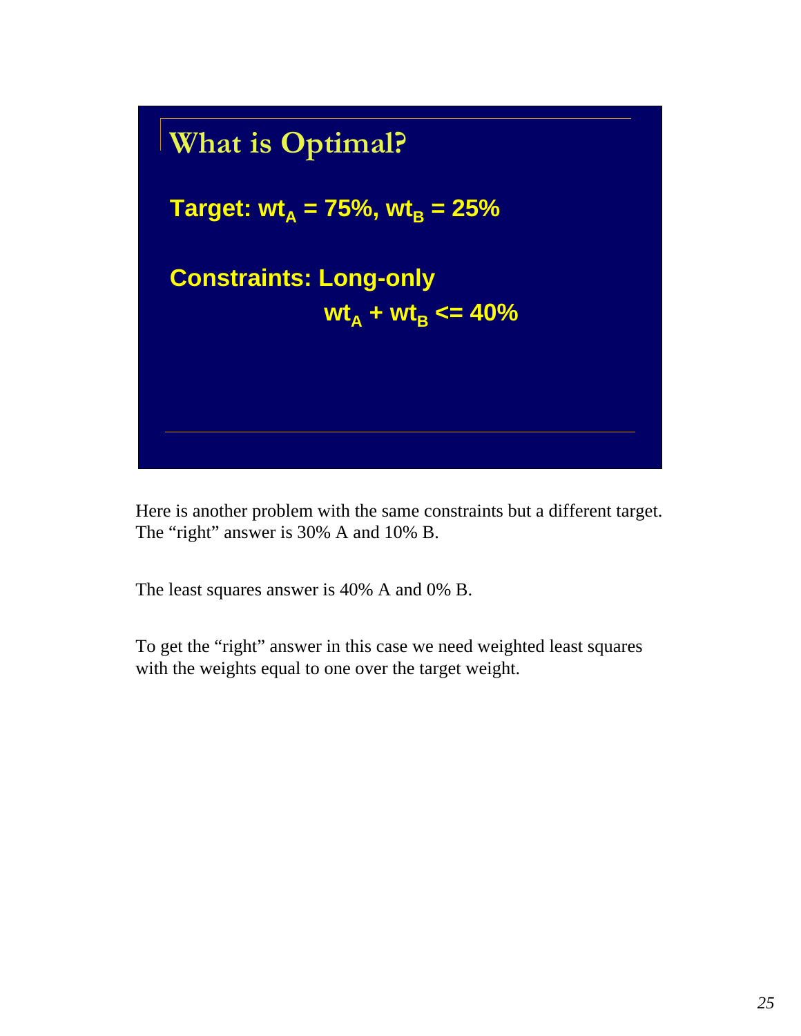## What is Optimal?

**Target: $wt_A$ = 75%, $wt_B$ = 25%**

**Constraints: Long-only**

**$wt_A + wt_B <= 40\%$**

Here is another problem with the same constraints but a different target. The "right" answer is 30% A and 10% B.

The least squares answer is 40% A and 0% B.

To get the "right" answer in this case we need weighted least squares with the weights equal to one over the target weight.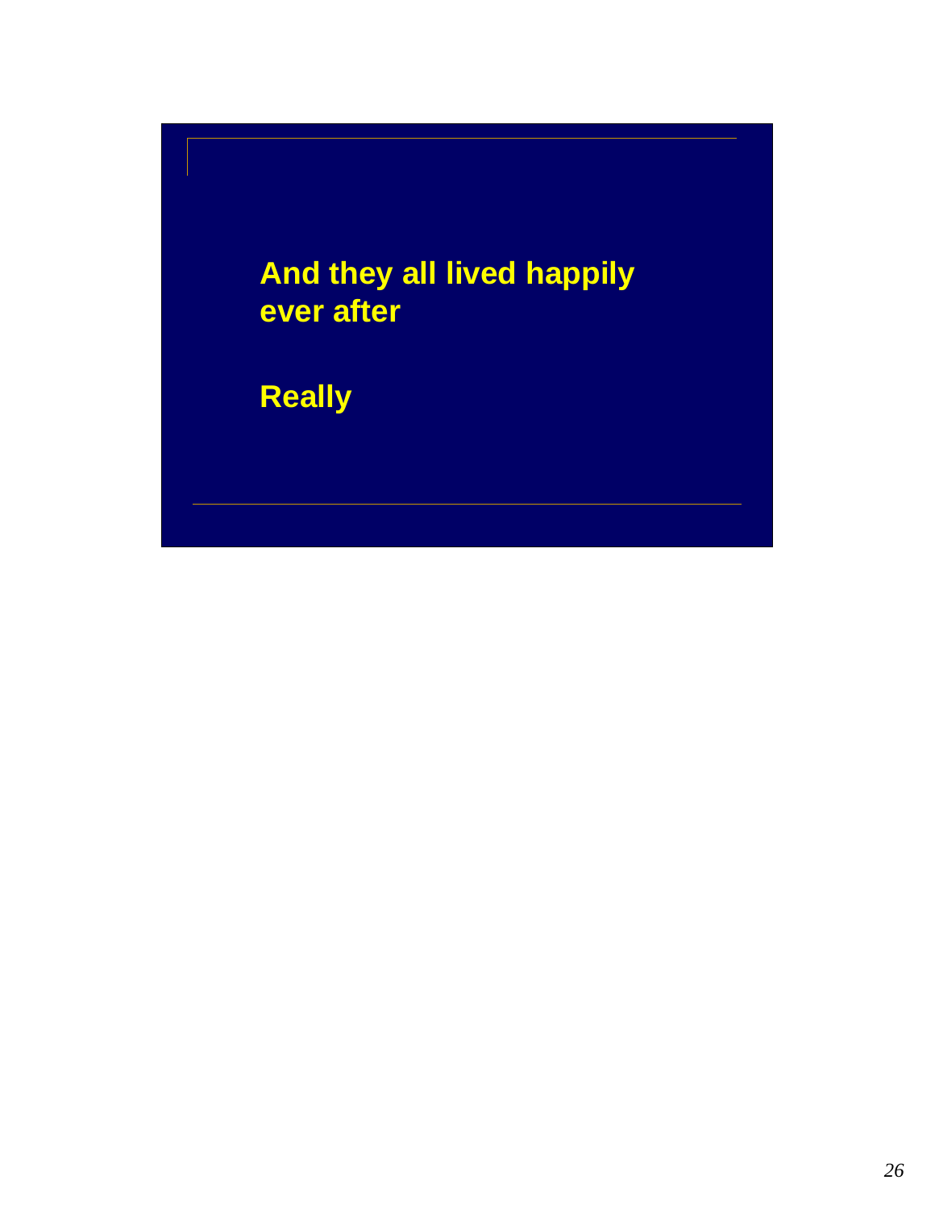**And they all lived happily ever after**

**Really**